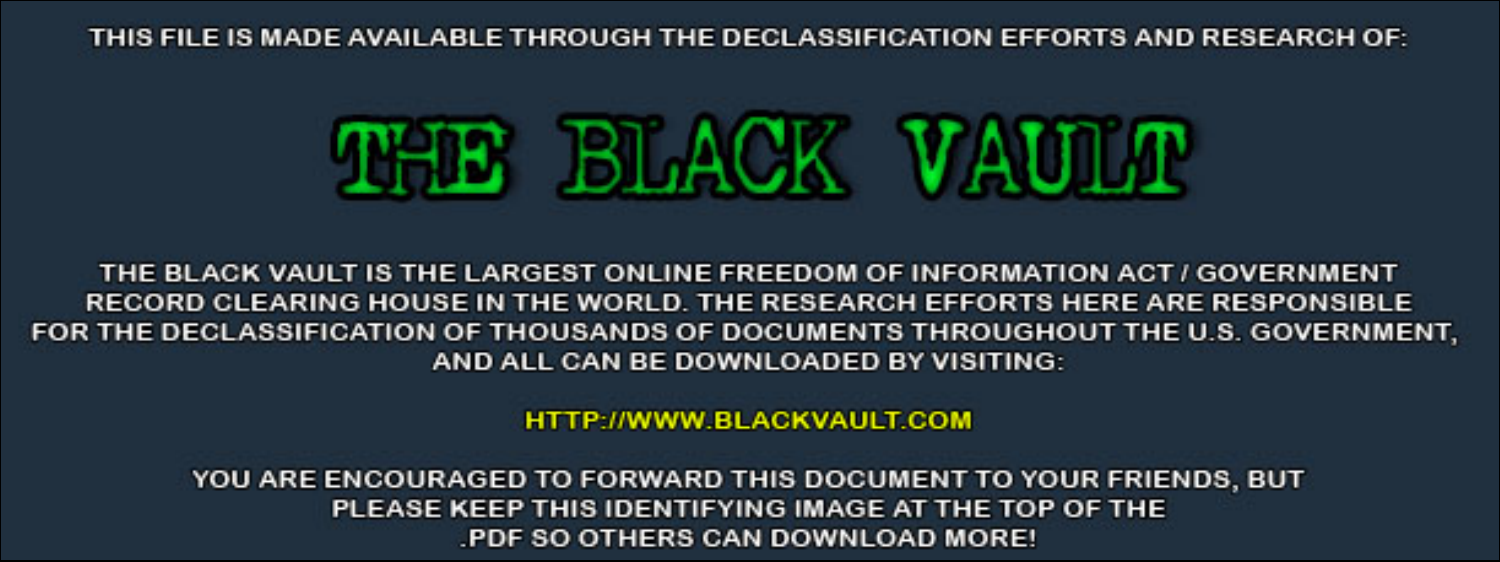THIS FILE IS MADE AVAILABLE THROUGH THE DECLASSIFICATION EFFORTS AND RESEARCH OF:

# THE BLACK VAULT

THE BLACK VAULT IS THE LARGEST ONLINE FREEDOM OF INFORMATION ACT / GOVERNMENT RECORD CLEARING HOUSE IN THE WORLD. THE RESEARCH EFFORTS HERE ARE RESPONSIBLE FOR THE DECLASSIFICATION OF THOUSANDS OF DOCUMENTS THROUGHOUT THE U.S. GOVERNMENT, AND ALL CAN BE DOWNLOADED BY VISITING:

HTTP://WWW.BLACKVAULT.COM

YOU ARE ENCOURAGED TO FORWARD THIS DOCUMENT TO YOUR FRIENDS, BUT PLEASE KEEP THIS IDENTIFYING IMAGE AT THE TOP OF THE .PDF SO OTHERS CAN DOWNLOAD MORE!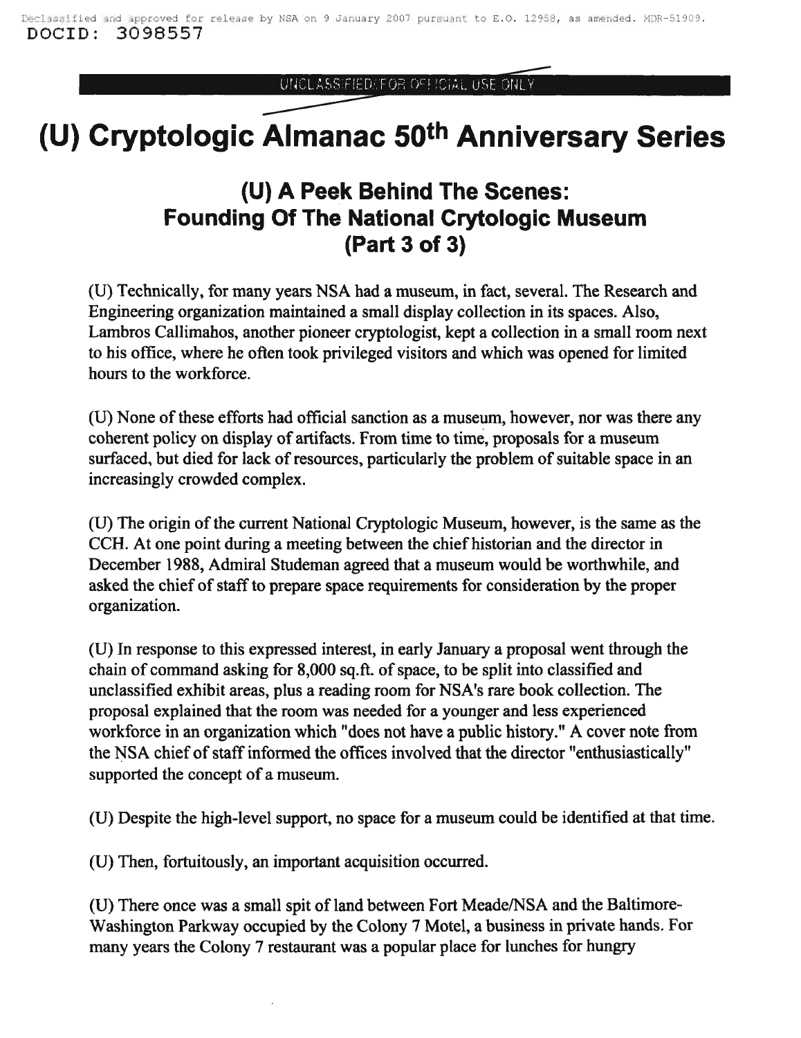# (U) Cryptologic Almanac 50th Anniversary Series

## (U) A Peek Behind The Scenes: Founding Of The National Crytologic Museum (Part 3 of 3)

(U) Technically, for many years NSA had a museum, in fact, several. The Research and Engineering organization maintained a small display collection in its spaces. Also, Lambros Callimahos, another pioneer cryptologist, kept a collection in a small room next to his office, where he often took privileged visitors and which was opened for limited hours to the workforce.

(U) None of these efforts had official sanction as a museum, however, nor was there any coherent policy on display of artifacts. From time to time, proposals for a museum surfaced, but died for lack of resources, particularly the problem of suitable space in an increasingly crowded complex.

(U) The origin of the current National Cryptologic Museum, however, is the same as the CCH. At one point during a meeting between the chief historian and the director in December 1988, Admiral Studeman agreed that a museum would be worthwhile, and asked the chief of staff to prepare space requirements for consideration by the proper organization.

(U) In response to this expressed interest, in early January a proposal went through the chain of command asking for 8,000 sq.ft. of space, to be split into classified and unclassified exhibit areas, plus a reading room for NSA's rare book collection. The proposal explained that the room was needed for a younger and less experienced workforce in an organization which "does not have a public history." A cover note from the NSA chief of staff informed the offices involved that the director "enthusiastically" supported the concept of a museum.

(U) Despite the high-level support, no space for a museum could be identified at that time.

(U) Then, fortuitously, an important acquisition occurred.

(U) There once was a small spit of land between Fort Meade/NSA and the Baltimore-Washington Parkway occupied by the Colony 7 Motel, a business in private hands. For many years the Colony 7 restaurant was a popular place for lunches for hungry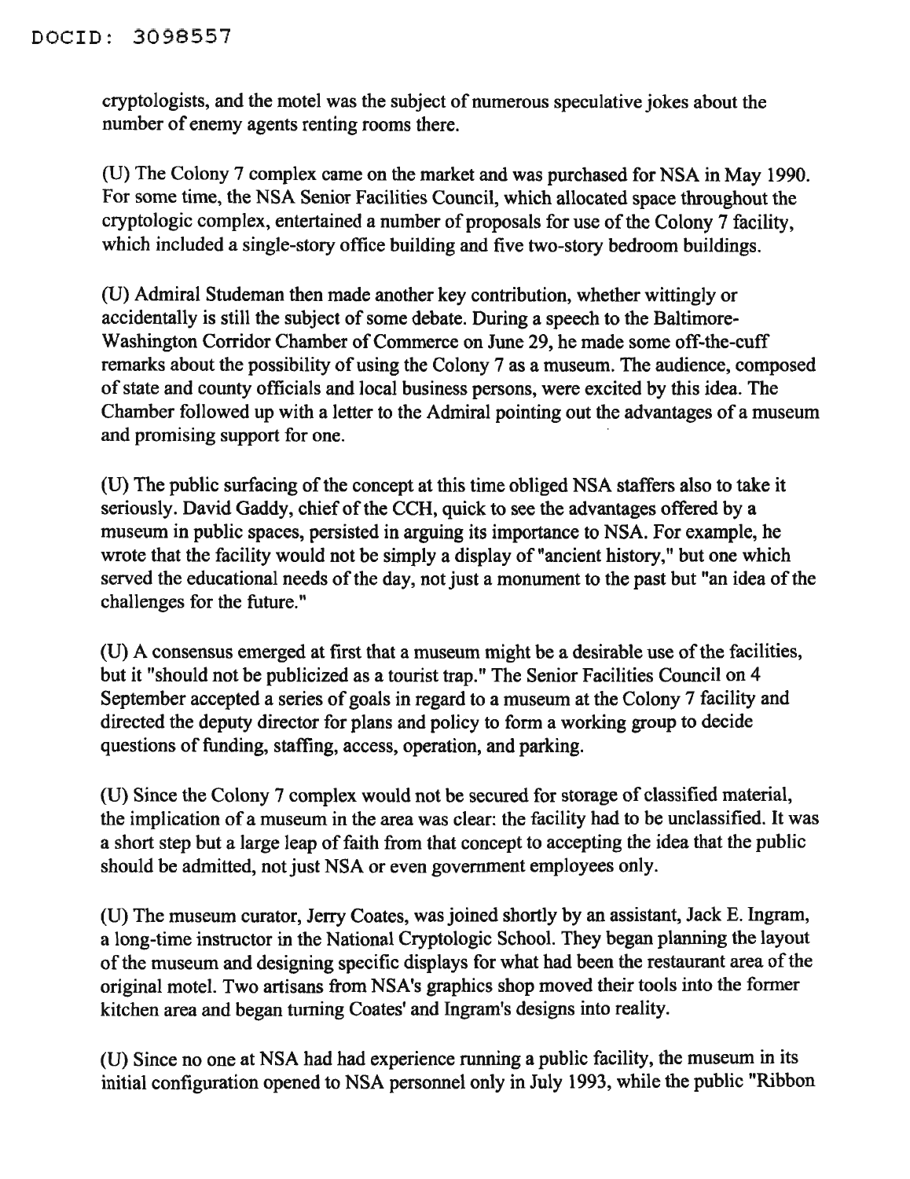cryptologists, and the motel was the subject of numerous speculative jokes about the number of enemy agents renting rooms there.

(U) The Colony 7 complex came on the market and was purchased for NSA in May 1990. For some time, the NSA Senior Facilities Council, which allocated space throughout the cryptologic complex, entertained a number of proposals for use of the Colony 7 facility, which included a single-story office building and five two-story bedroom buildings.

(U) Admiral Studeman then made another key contribution, whether wittingly or accidentally is still the subject of some debate. During a speech to the Baltimore-Washington Corridor Chamber of Commerce on June 29, he made some off-the-cuff remarks about the possibility of using the Colony 7 as a museum. The audience, composed of state and county officials and local business persons, were excited by this idea. The Chamber followed up with a letter to the Admiral pointing out the advantages of a museum and promising support for one.

(U) The public surfacing of the concept at this time obliged NSA staffers also to take it seriously. David Gaddy, chief of the CCH, quick to see the advantages offered by a museum in public spaces, persisted in arguing its importance to NSA. For example, he wrote that the facility would not be simply a display of "ancient history," but one which served the educational needs of the day, not just a monument to the past but "an idea of the challenges for the future."

(U) A consensus emerged at first that a museum might be a desirable use of the facilities, but it "should not be publicized as a tourist trap." The Senior Facilities Council on 4 September accepted a series of goals in regard to a museum at the Colony 7 facility and directed the deputy director for plans and policy to form a working group to decide questions of funding, staffing, access, operation, and parking.

(U) Since the Colony 7 complex would not be secured for storage of classified material, the implication of a museum in the area was clear: the facility had to be unclassified. It was a short step but a large leap of faith from that concept to accepting the idea that the public should be admitted, not just NSA or even government employees only.

(U) The museum curator, Jerry Coates, was joined shortly by an assistant, Jack E. Ingram, a long-time instructor in the National Cryptologic School. They began planning the layout of the museum and designing specific displays for what had been the restaurant area of the original motel. Two artisans from NSA's graphics shop moved their tools into the former kitchen area and began turning Coates' and Ingram's designs into reality.

(U) Since no one at NSA had had experience running a public facility, the museum in its initial configuration opened to NSA personnel only in July 1993, while the public "Ribbon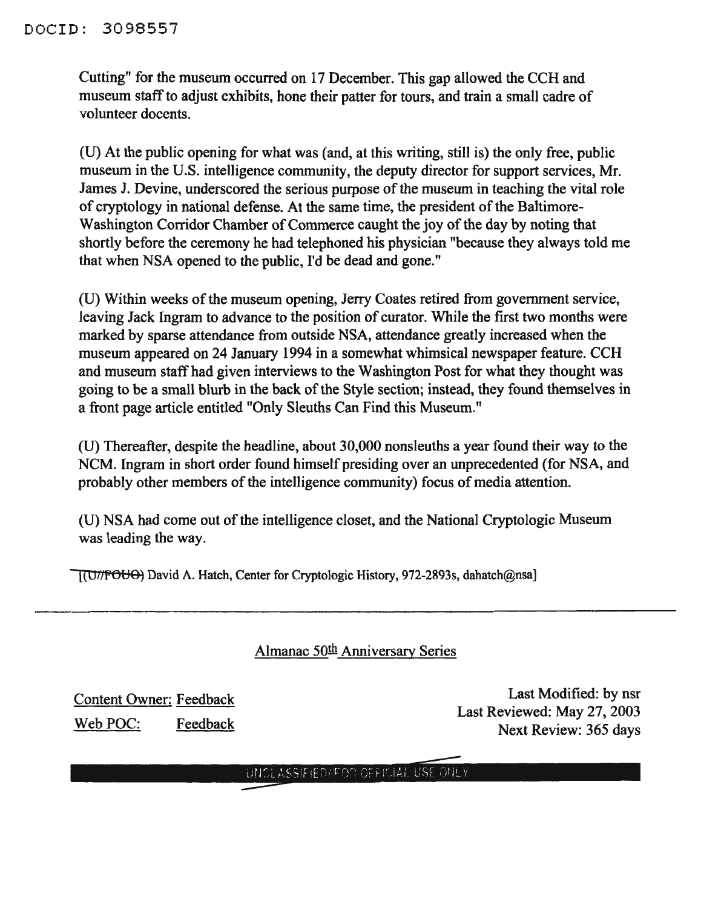Cutting" for the museum occurred on 17 December. This gap allowed the CCH and museum staff to adjust exhibits, hone their patter for tours, and train a small cadre of volunteer docents.

(U) At the public opening for what was (and, at this writing, still is) the only free, public museum in the U.S. intelligence community, the deputy director for support services, Mr. James J. Devine, underscored the serious purpose of the museum in teaching the vital role of cryptology in national defense. At the same time, the president of the Baltimore-Washington Corridor Chamber of Commerce caught the joy of the day by noting that shortly before the ceremony he had telephoned his physician "because they always told me that when NSA opened to the public, I'd be dead and gone."

(U) Within weeks of the museum opening, Jerry Coates retired from government service, leaving Jack Ingram to advance to the position of curator. While the first two months were marked by sparse attendance from outside NSA, attendance greatly increased when the museum appeared on 24 January 1994 in a somewhat whimsical newspaper feature. CCH and museum staff had given interviews to the Washington Post for what they thought was going to be a small blurb in the back of the Style section; instead, they found themselves in a front page article entitled "Only Sleuths Can Find this Museum."

(U) Thereafter, despite the headline, about 30,000 nonsleuths a year found their way to the NCM. Ingram in short order found himself presiding over an unprecedented (for NSA, and probably other members of the intelligence community) focus of media attention.

(U) NSA had come out of the intelligence closet, and the National Cryptologic Museum was leading the way.

[(~~U//FOUO~~) David A. Hatch, Center for Cryptologic History, 972-2893s, dahatch@nsa]

---

Almanac 50th Anniversary Series

Content Owner: Feedback
Web POC: Feedback

Last Modified: by nsr
Last Reviewed: May 27, 2003
Next Review: 365 days

UNCLASSIFIED//FOR OFFICIAL USE ONLY